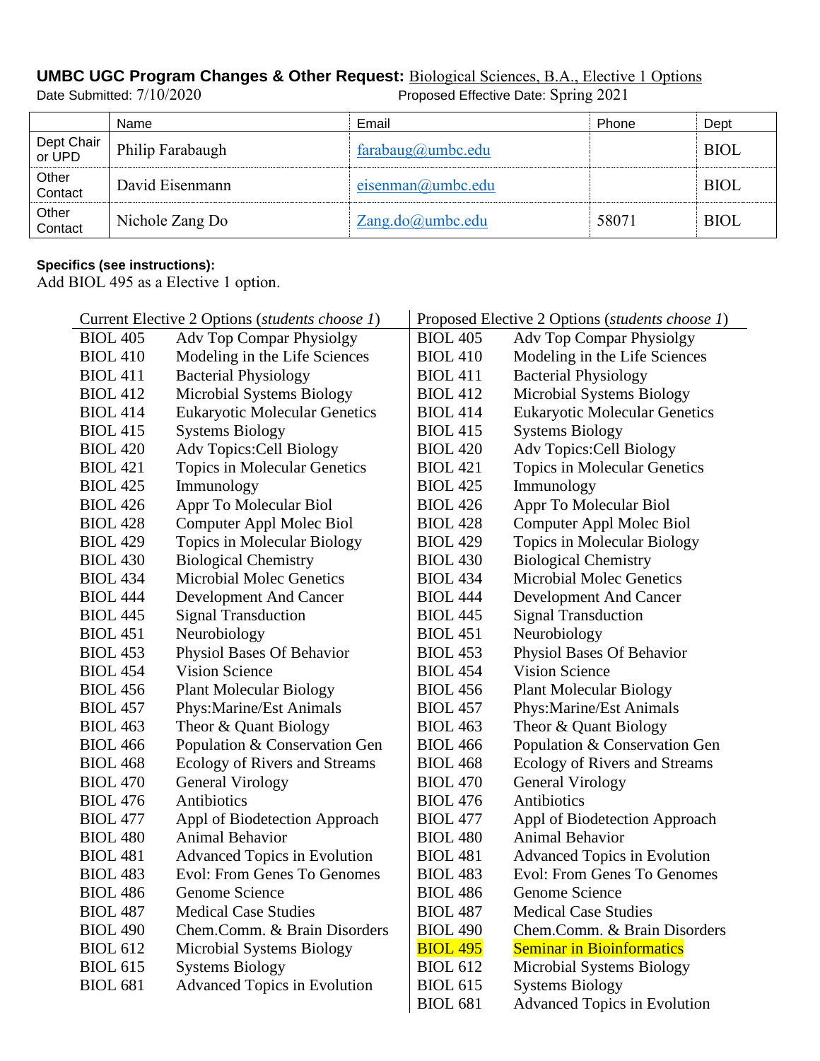**UMBC UGC Program Changes & Other Request:** Biological Sciences, B.A., Elective 1 Options

Date Submitted: 7/10/2020 Proposed Effective Date: Spring 2021

| | Name | Email | Phone | Dept |
|---|---|---|---|---|
| Dept Chair or UPD | Philip Farabaugh | farabaug@umbc.edu | | BIOL |
| Other Contact | David Eisenmann | eisenman@umbc.edu | | BIOL |
| Other Contact | Nichole Zang Do | Zang.do@umbc.edu | 58071 | BIOL |

**Specifics (see instructions):**

Add BIOL 495 as a Elective 1 option.

| Current Elective 2 Options (*students choose 1*) | | Proposed Elective 2 Options (*students choose 1*) | |
|---|---|---|---|
| BIOL 405 | Adv Top Compar Physiolgy | BIOL 405 | Adv Top Compar Physiolgy |
| BIOL 410 | Modeling in the Life Sciences | BIOL 410 | Modeling in the Life Sciences |
| BIOL 411 | Bacterial Physiology | BIOL 411 | Bacterial Physiology |
| BIOL 412 | Microbial Systems Biology | BIOL 412 | Microbial Systems Biology |
| BIOL 414 | Eukaryotic Molecular Genetics | BIOL 414 | Eukaryotic Molecular Genetics |
| BIOL 415 | Systems Biology | BIOL 415 | Systems Biology |
| BIOL 420 | Adv Topics:Cell Biology | BIOL 420 | Adv Topics:Cell Biology |
| BIOL 421 | Topics in Molecular Genetics | BIOL 421 | Topics in Molecular Genetics |
| BIOL 425 | Immunology | BIOL 425 | Immunology |
| BIOL 426 | Appr To Molecular Biol | BIOL 426 | Appr To Molecular Biol |
| BIOL 428 | Computer Appl Molec Biol | BIOL 428 | Computer Appl Molec Biol |
| BIOL 429 | Topics in Molecular Biology | BIOL 429 | Topics in Molecular Biology |
| BIOL 430 | Biological Chemistry | BIOL 430 | Biological Chemistry |
| BIOL 434 | Microbial Molec Genetics | BIOL 434 | Microbial Molec Genetics |
| BIOL 444 | Development And Cancer | BIOL 444 | Development And Cancer |
| BIOL 445 | Signal Transduction | BIOL 445 | Signal Transduction |
| BIOL 451 | Neurobiology | BIOL 451 | Neurobiology |
| BIOL 453 | Physiol Bases Of Behavior | BIOL 453 | Physiol Bases Of Behavior |
| BIOL 454 | Vision Science | BIOL 454 | Vision Science |
| BIOL 456 | Plant Molecular Biology | BIOL 456 | Plant Molecular Biology |
| BIOL 457 | Phys:Marine/Est Animals | BIOL 457 | Phys:Marine/Est Animals |
| BIOL 463 | Theor & Quant Biology | BIOL 463 | Theor & Quant Biology |
| BIOL 466 | Population & Conservation Gen | BIOL 466 | Population & Conservation Gen |
| BIOL 468 | Ecology of Rivers and Streams | BIOL 468 | Ecology of Rivers and Streams |
| BIOL 470 | General Virology | BIOL 470 | General Virology |
| BIOL 476 | Antibiotics | BIOL 476 | Antibiotics |
| BIOL 477 | Appl of Biodetection Approach | BIOL 477 | Appl of Biodetection Approach |
| BIOL 480 | Animal Behavior | BIOL 480 | Animal Behavior |
| BIOL 481 | Advanced Topics in Evolution | BIOL 481 | Advanced Topics in Evolution |
| BIOL 483 | Evol: From Genes To Genomes | BIOL 483 | Evol: From Genes To Genomes |
| BIOL 486 | Genome Science | BIOL 486 | Genome Science |
| BIOL 487 | Medical Case Studies | BIOL 487 | Medical Case Studies |
| BIOL 490 | Chem.Comm. & Brain Disorders | BIOL 490 | Chem.Comm. & Brain Disorders |
| BIOL 612 | Microbial Systems Biology | BIOL 495 | Seminar in Bioinformatics |
| BIOL 615 | Systems Biology | BIOL 612 | Microbial Systems Biology |
| BIOL 681 | Advanced Topics in Evolution | BIOL 615 | Systems Biology |
| | | BIOL 681 | Advanced Topics in Evolution |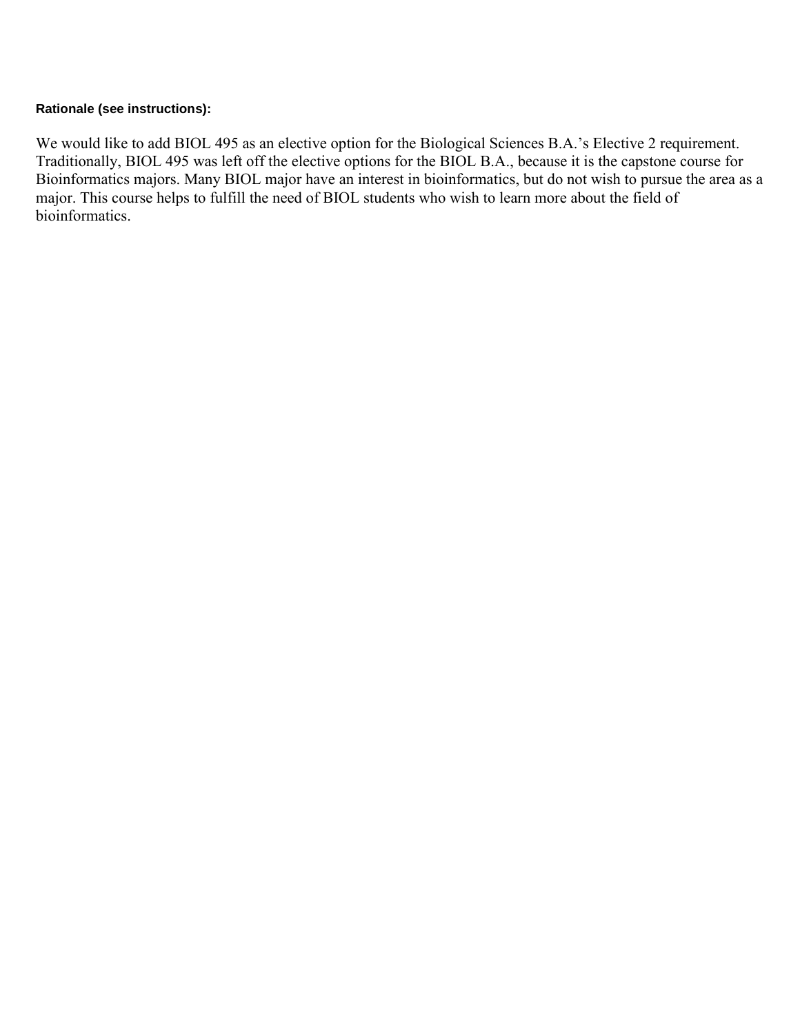**Rationale (see instructions):**

We would like to add BIOL 495 as an elective option for the Biological Sciences B.A.'s Elective 2 requirement. Traditionally, BIOL 495 was left off the elective options for the BIOL B.A., because it is the capstone course for Bioinformatics majors. Many BIOL major have an interest in bioinformatics, but do not wish to pursue the area as a major. This course helps to fulfill the need of BIOL students who wish to learn more about the field of bioinformatics.